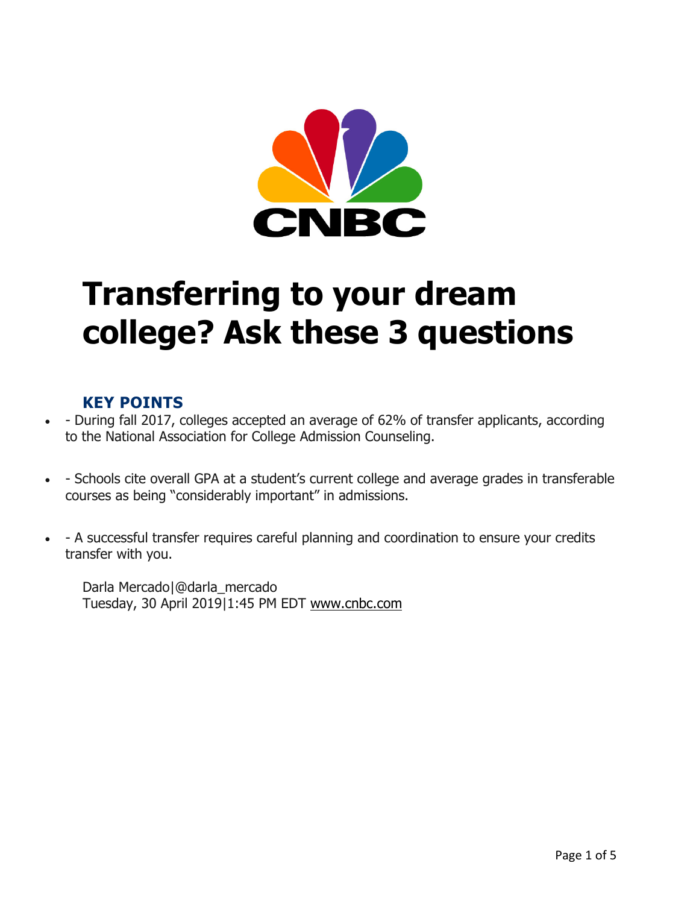# Transferring to your dream college? Ask these 3 questions

### KEY POINTS

- - During fall 2017, colleges accepted an average of 62% of transfer applicants, according to the National Association for College Admission Counseling.
- - Schools cite overall GPA at a student's current college and average grades in transferable courses as being "considerably important" in admissions.
- - A successful transfer requires careful planning and coordination to ensure your credits transfer with you.

Darla Mercado|@darla_mercado
Tuesday, 30 April 2019|1:45 PM EDT www.cnbc.com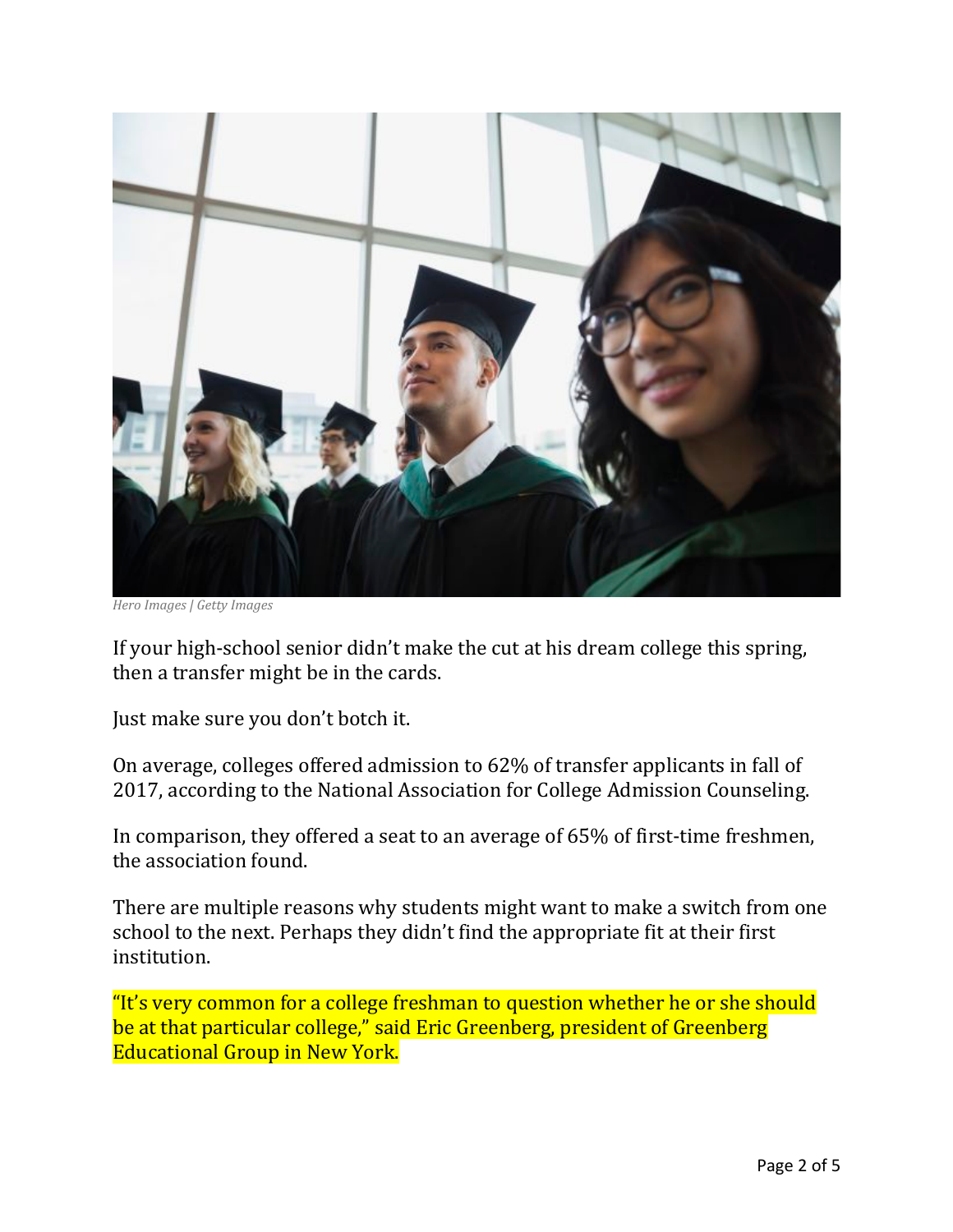*Hero Images | Getty Images*

If your high-school senior didn't make the cut at his dream college this spring, then a transfer might be in the cards.

Just make sure you don't botch it.

On average, colleges offered admission to 62% of transfer applicants in fall of 2017, according to the National Association for College Admission Counseling.

In comparison, they offered a seat to an average of 65% of first-time freshmen, the association found.

There are multiple reasons why students might want to make a switch from one school to the next. Perhaps they didn't find the appropriate fit at their first institution.

"It's very common for a college freshman to question whether he or she should be at that particular college," said Eric Greenberg, president of Greenberg Educational Group in New York.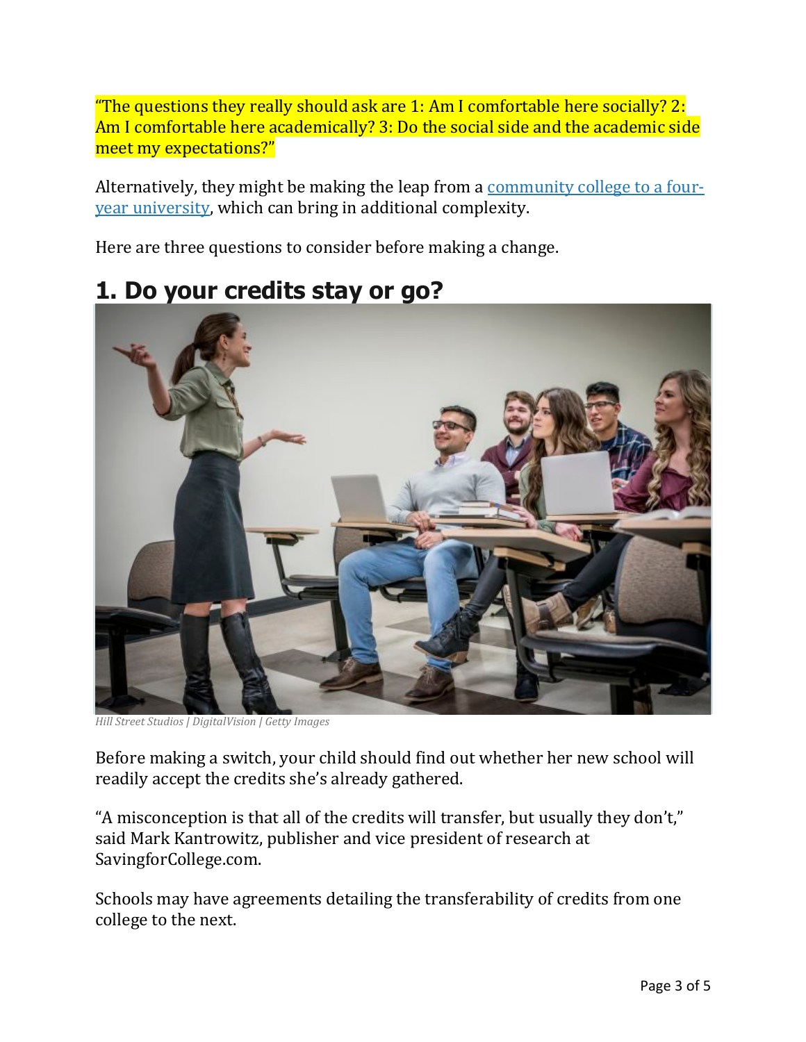"The questions they really should ask are 1: Am I comfortable here socially? 2: Am I comfortable here academically? 3: Do the social side and the academic side meet my expectations?"

Alternatively, they might be making the leap from a community college to a four-year university, which can bring in additional complexity.

Here are three questions to consider before making a change.

## 1. Do your credits stay or go?

*Hill Street Studios | DigitalVision | Getty Images*

Before making a switch, your child should find out whether her new school will readily accept the credits she's already gathered.

"A misconception is that all of the credits will transfer, but usually they don't," said Mark Kantrowitz, publisher and vice president of research at SavingforCollege.com.

Schools may have agreements detailing the transferability of credits from one college to the next.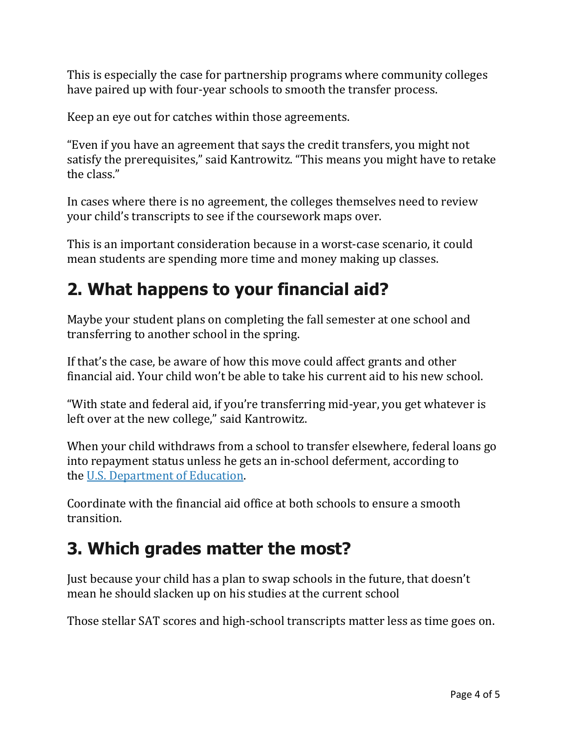This is especially the case for partnership programs where community colleges have paired up with four-year schools to smooth the transfer process.

Keep an eye out for catches within those agreements.

“Even if you have an agreement that says the credit transfers, you might not satisfy the prerequisites,” said Kantrowitz. “This means you might have to retake the class.”

In cases where there is no agreement, the colleges themselves need to review your child’s transcripts to see if the coursework maps over.

This is an important consideration because in a worst-case scenario, it could mean students are spending more time and money making up classes.

## 2. What happens to your financial aid?

Maybe your student plans on completing the fall semester at one school and transferring to another school in the spring.

If that’s the case, be aware of how this move could affect grants and other financial aid. Your child won’t be able to take his current aid to his new school.

“With state and federal aid, if you’re transferring mid-year, you get whatever is left over at the new college,” said Kantrowitz.

When your child withdraws from a school to transfer elsewhere, federal loans go into repayment status unless he gets an in-school deferment, according to the [U.S. Department of Education](#).

Coordinate with the financial aid office at both schools to ensure a smooth transition.

## 3. Which grades matter the most?

Just because your child has a plan to swap schools in the future, that doesn’t mean he should slacken up on his studies at the current school

Those stellar SAT scores and high-school transcripts matter less as time goes on.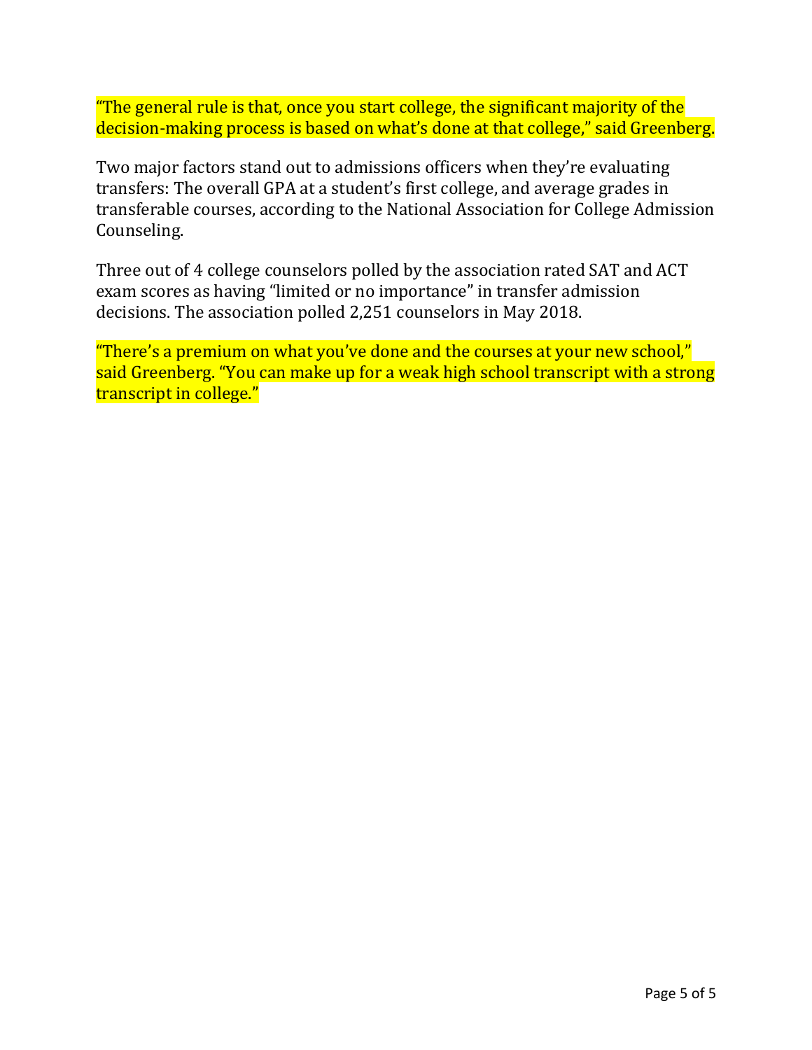“The general rule is that, once you start college, the significant majority of the decision-making process is based on what’s done at that college,” said Greenberg.

Two major factors stand out to admissions officers when they’re evaluating transfers: The overall GPA at a student’s first college, and average grades in transferable courses, according to the National Association for College Admission Counseling.

Three out of 4 college counselors polled by the association rated SAT and ACT exam scores as having “limited or no importance” in transfer admission decisions. The association polled 2,251 counselors in May 2018.

“There’s a premium on what you’ve done and the courses at your new school,” said Greenberg. “You can make up for a weak high school transcript with a strong transcript in college.”